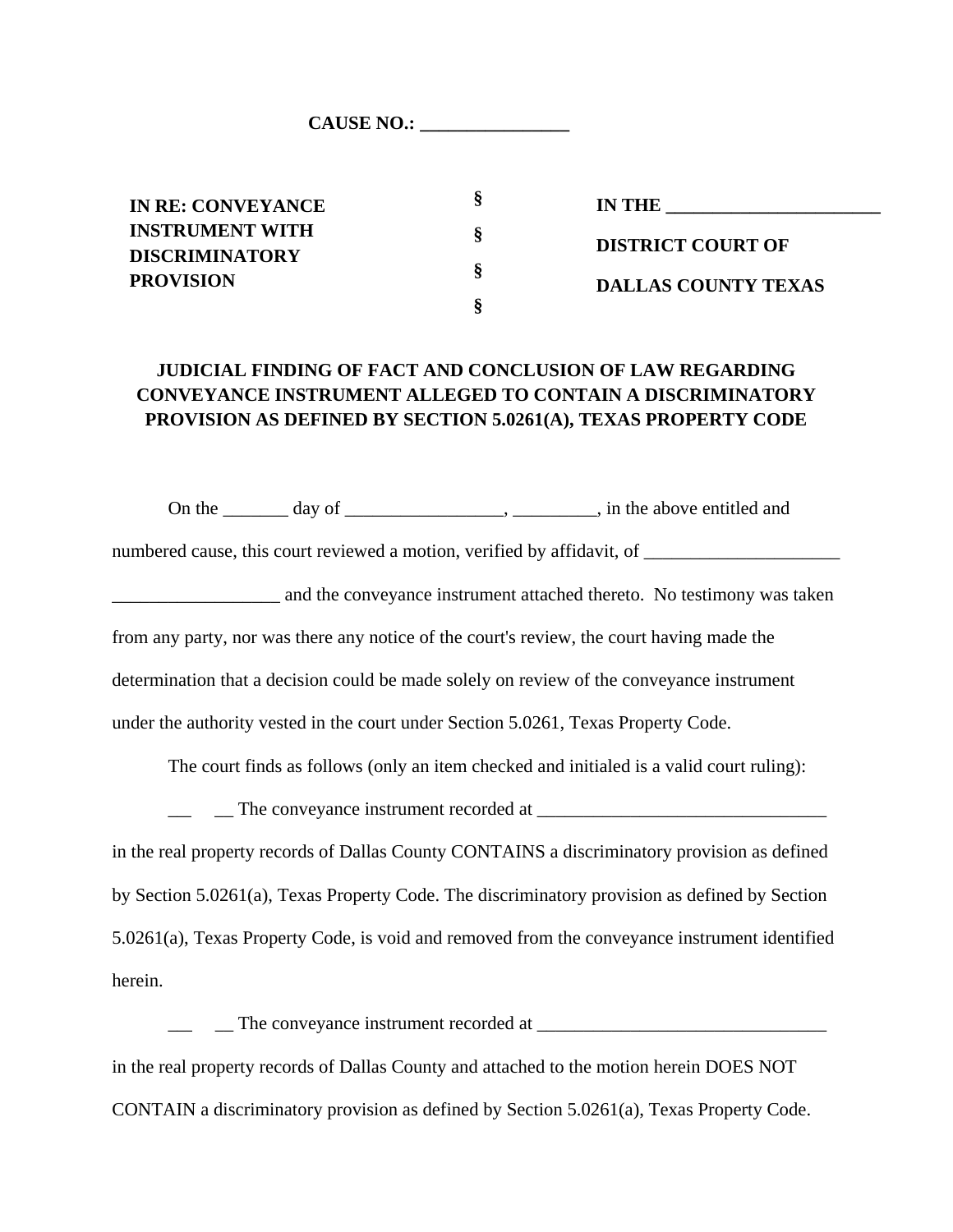**CAUSE NO.: ________________**

| | | |
|---|---|---|
| **IN RE: CONVEYANCE INSTRUMENT WITH DISCRIMINATORY PROVISION** | **§ § § §** | **IN THE ______________________ DISTRICT COURT OF DALLAS COUNTY TEXAS** |

**JUDICIAL FINDING OF FACT AND CONCLUSION OF LAW REGARDING CONVEYANCE INSTRUMENT ALLEGED TO CONTAIN A DISCRIMINATORY PROVISION AS DEFINED BY SECTION 5.0261(A), TEXAS PROPERTY CODE**

On the _______ day of _________________, _________, in the above entitled and numbered cause, this court reviewed a motion, verified by affidavit, of _____________________ __________________ and the conveyance instrument attached thereto. No testimony was taken from any party, nor was there any notice of the court's review, the court having made the determination that a decision could be made solely on review of the conveyance instrument under the authority vested in the court under Section 5.0261, Texas Property Code.

The court finds as follows (only an item checked and initialed is a valid court ruling):

___ __ The conveyance instrument recorded at _______________________________ in the real property records of Dallas County CONTAINS a discriminatory provision as defined by Section 5.0261(a), Texas Property Code. The discriminatory provision as defined by Section 5.0261(a), Texas Property Code, is void and removed from the conveyance instrument identified herein.

___ __ The conveyance instrument recorded at _______________________________ in the real property records of Dallas County and attached to the motion herein DOES NOT CONTAIN a discriminatory provision as defined by Section 5.0261(a), Texas Property Code.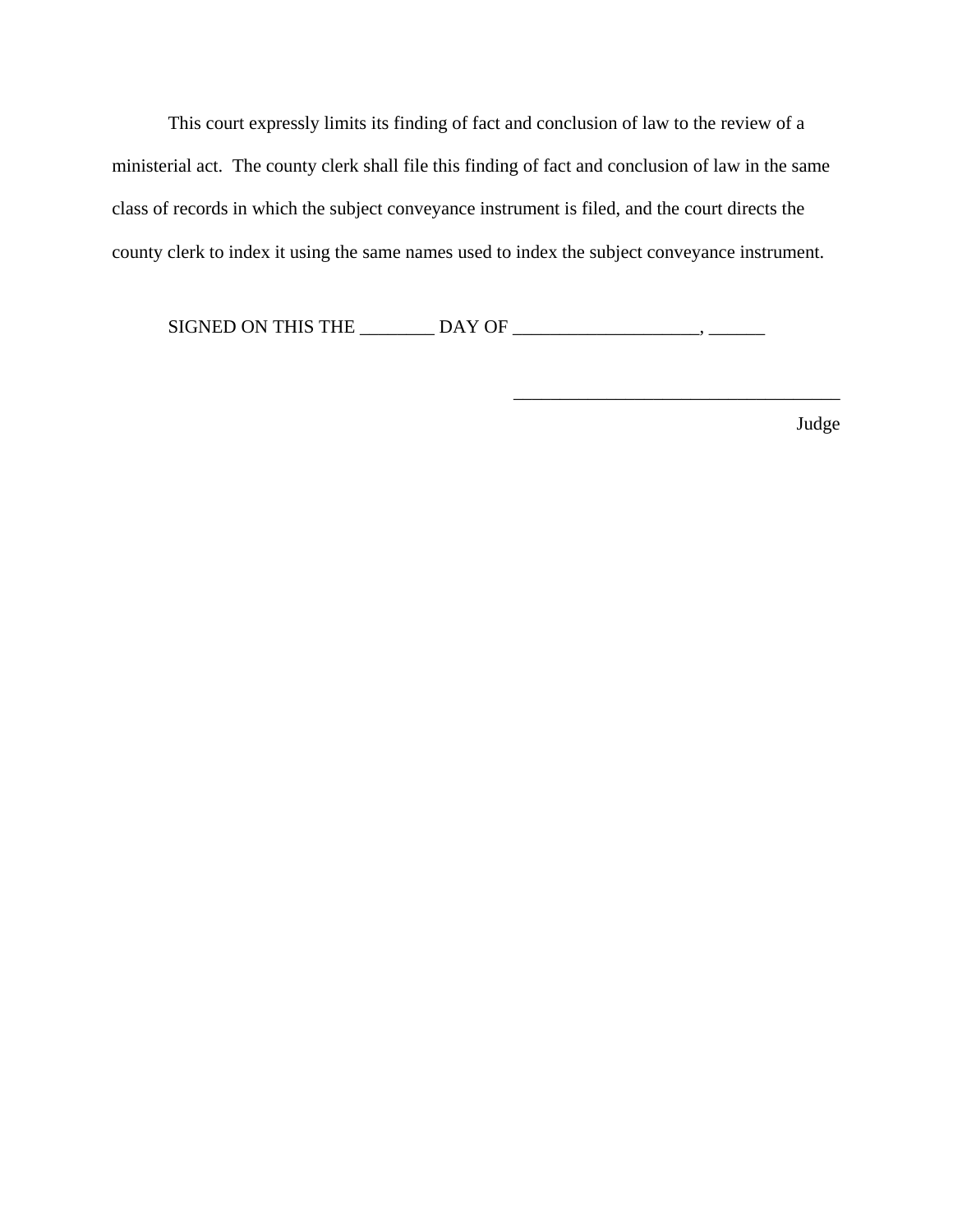This court expressly limits its finding of fact and conclusion of law to the review of a ministerial act. The county clerk shall file this finding of fact and conclusion of law in the same class of records in which the subject conveyance instrument is filed, and the court directs the county clerk to index it using the same names used to index the subject conveyance instrument.

SIGNED ON THIS THE ________ DAY OF ____________________, ______

____________________________________

Judge